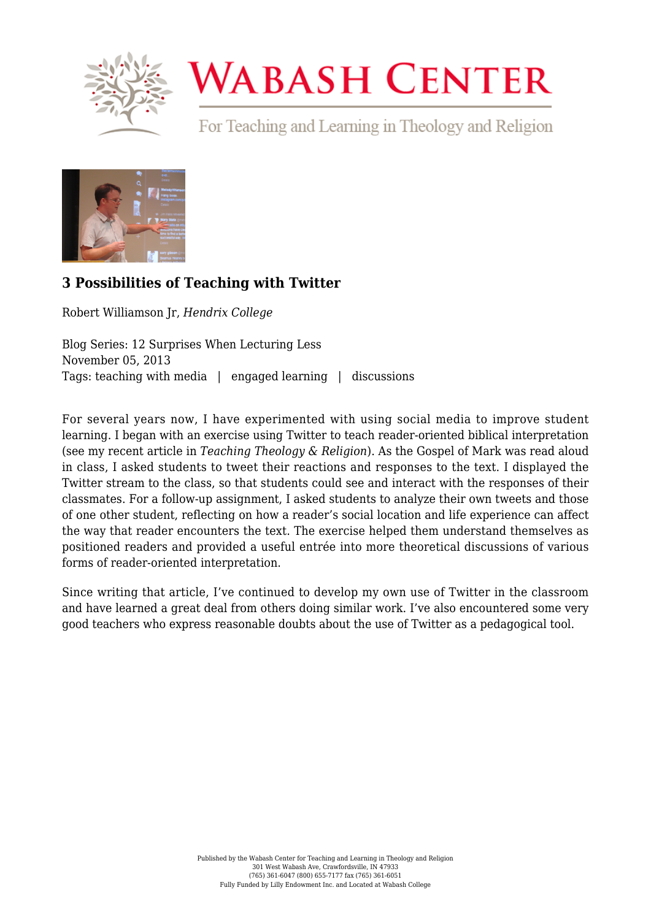# 3 Possibilities of Teaching with Twitter

Robert Williamson Jr, *Hendrix College*

Blog Series: 12 Surprises When Lecturing Less
November 05, 2013
Tags: teaching with media | engaged learning | discussions

For several years now, I have experimented with using social media to improve student learning. I began with an exercise using Twitter to teach reader-oriented biblical interpretation (see my recent article in *Teaching Theology & Religion*). As the Gospel of Mark was read aloud in class, I asked students to tweet their reactions and responses to the text. I displayed the Twitter stream to the class, so that students could see and interact with the responses of their classmates. For a follow-up assignment, I asked students to analyze their own tweets and those of one other student, reflecting on how a reader's social location and life experience can affect the way that reader encounters the text. The exercise helped them understand themselves as positioned readers and provided a useful entrée into more theoretical discussions of various forms of reader-oriented interpretation.

Since writing that article, I've continued to develop my own use of Twitter in the classroom and have learned a great deal from others doing similar work. I've also encountered some very good teachers who express reasonable doubts about the use of Twitter as a pedagogical tool.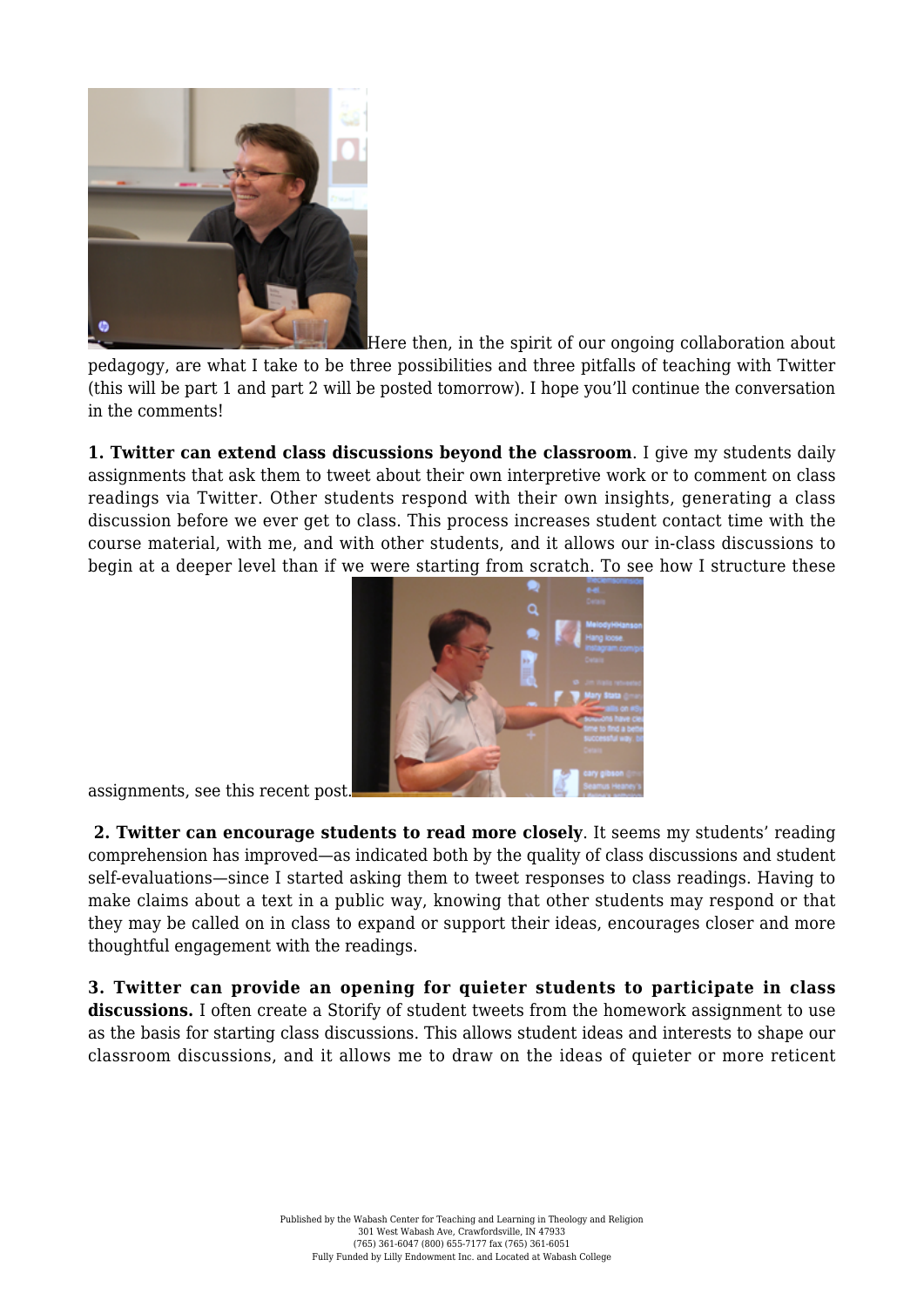Here then, in the spirit of our ongoing collaboration about pedagogy, are what I take to be three possibilities and three pitfalls of teaching with Twitter (this will be part 1 and part 2 will be posted tomorrow). I hope you'll continue the conversation in the comments!

**1. Twitter can extend class discussions beyond the classroom**. I give my students daily assignments that ask them to tweet about their own interpretive work or to comment on class readings via Twitter. Other students respond with their own insights, generating a class discussion before we ever get to class. This process increases student contact time with the course material, with me, and with other students, and it allows our in-class discussions to begin at a deeper level than if we were starting from scratch. To see how I structure these assignments, see this recent post.

**2. Twitter can encourage students to read more closely**. It seems my students' reading comprehension has improved—as indicated both by the quality of class discussions and student self-evaluations—since I started asking them to tweet responses to class readings. Having to make claims about a text in a public way, knowing that other students may respond or that they may be called on in class to expand or support their ideas, encourages closer and more thoughtful engagement with the readings.

**3. Twitter can provide an opening for quieter students to participate in class discussions.** I often create a Storify of student tweets from the homework assignment to use as the basis for starting class discussions. This allows student ideas and interests to shape our classroom discussions, and it allows me to draw on the ideas of quieter or more reticent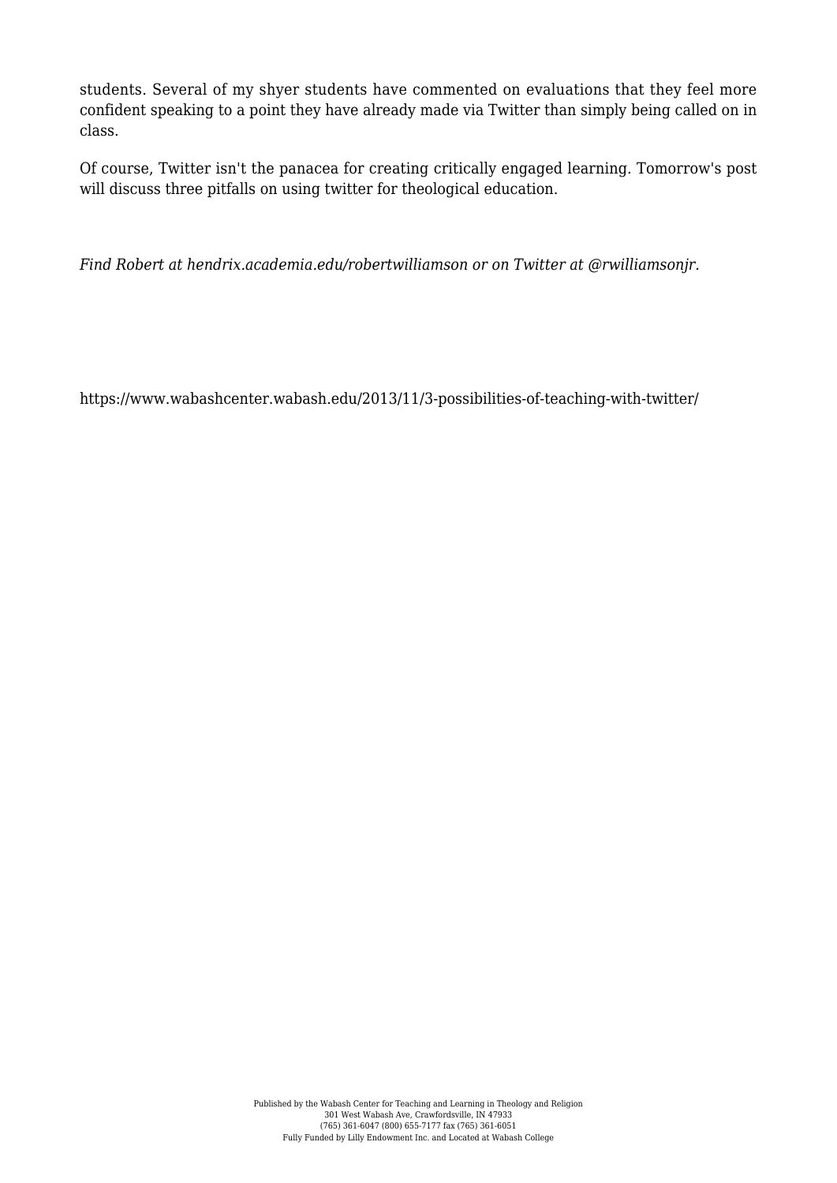students. Several of my shyer students have commented on evaluations that they feel more confident speaking to a point they have already made via Twitter than simply being called on in class.

Of course, Twitter isn't the panacea for creating critically engaged learning. Tomorrow's post will discuss three pitfalls on using twitter for theological education.

*Find Robert at hendrix.academia.edu/robertwilliamson or on Twitter at @rwilliamsonjr.*

https://www.wabashcenter.wabash.edu/2013/11/3-possibilities-of-teaching-with-twitter/